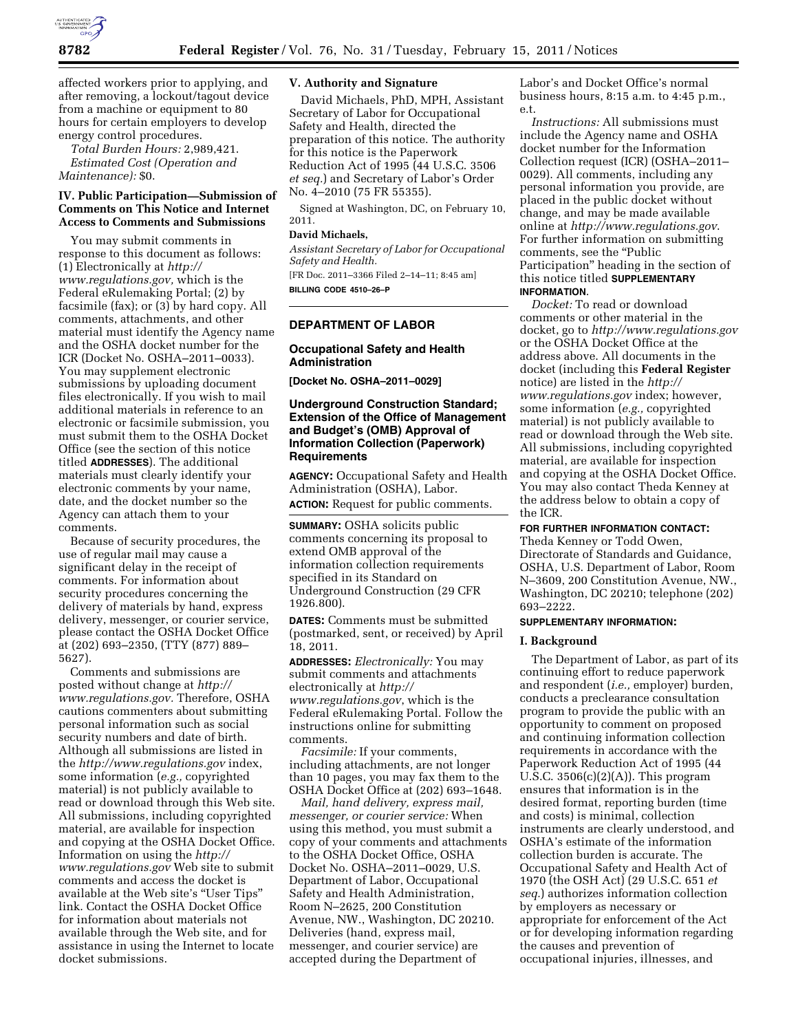affected workers prior to applying, and after removing, a lockout/tagout device from a machine or equipment to 80 hours for certain employers to develop energy control procedures.

*Total Burden Hours:* 2,989,421.

*Estimated Cost (Operation and Maintenance):* $0.

### IV. Public Participation—Submission of Comments on This Notice and Internet Access to Comments and Submissions

You may submit comments in response to this document as follows: (1) Electronically at *http://www.regulations.gov,* which is the Federal eRulemaking Portal; (2) by facsimile (fax); or (3) by hard copy. All comments, attachments, and other material must identify the Agency name and the OSHA docket number for the ICR (Docket No. OSHA–2011–0033). You may supplement electronic submissions by uploading document files electronically. If you wish to mail additional materials in reference to an electronic or facsimile submission, you must submit them to the OSHA Docket Office (see the section of this notice titled **ADDRESSES**). The additional materials must clearly identify your electronic comments by your name, date, and the docket number so the Agency can attach them to your comments.

Because of security procedures, the use of regular mail may cause a significant delay in the receipt of comments. For information about security procedures concerning the delivery of materials by hand, express delivery, messenger, or courier service, please contact the OSHA Docket Office at (202) 693–2350, (TTY (877) 889–5627).

Comments and submissions are posted without change at *http://www.regulations.gov.* Therefore, OSHA cautions commenters about submitting personal information such as social security numbers and date of birth. Although all submissions are listed in the *http://www.regulations.gov* index, some information (*e.g.,* copyrighted material) is not publicly available to read or download through this Web site. All submissions, including copyrighted material, are available for inspection and copying at the OSHA Docket Office. Information on using the *http://www.regulations.gov* Web site to submit comments and access the docket is available at the Web site's "User Tips" link. Contact the OSHA Docket Office for information about materials not available through the Web site, and for assistance in using the Internet to locate docket submissions.

### V. Authority and Signature

David Michaels, PhD, MPH, Assistant Secretary of Labor for Occupational Safety and Health, directed the preparation of this notice. The authority for this notice is the Paperwork Reduction Act of 1995 (44 U.S.C. 3506 *et seq.*) and Secretary of Labor's Order No. 4–2010 (75 FR 55355).

Signed at Washington, DC, on February 10, 2011.

**David Michaels,**

*Assistant Secretary of Labor for Occupational Safety and Health.*

[FR Doc. 2011–3366 Filed 2–14–11; 8:45 am]

**BILLING CODE 4510–26–P**

---

## DEPARTMENT OF LABOR

### Occupational Safety and Health Administration

**[Docket No. OSHA–2011–0029]**

### Underground Construction Standard; Extension of the Office of Management and Budget's (OMB) Approval of Information Collection (Paperwork) Requirements

**AGENCY:** Occupational Safety and Health Administration (OSHA), Labor.

**ACTION:** Request for public comments.

**SUMMARY:** OSHA solicits public comments concerning its proposal to extend OMB approval of the information collection requirements specified in its Standard on Underground Construction (29 CFR 1926.800).

**DATES:** Comments must be submitted (postmarked, sent, or received) by April 18, 2011.

**ADDRESSES:** *Electronically:* You may submit comments and attachments electronically at *http://www.regulations.gov*, which is the Federal eRulemaking Portal. Follow the instructions online for submitting comments.

*Facsimile:* If your comments, including attachments, are not longer than 10 pages, you may fax them to the OSHA Docket Office at (202) 693–1648.

*Mail, hand delivery, express mail, messenger, or courier service:* When using this method, you must submit a copy of your comments and attachments to the OSHA Docket Office, OSHA Docket No. OSHA–2011–0029, U.S. Department of Labor, Occupational Safety and Health Administration, Room N–2625, 200 Constitution Avenue, NW., Washington, DC 20210. Deliveries (hand, express mail, messenger, and courier service) are accepted during the Department of Labor's and Docket Office's normal business hours, 8:15 a.m. to 4:45 p.m., e.t.

*Instructions:* All submissions must include the Agency name and OSHA docket number for the Information Collection request (ICR) (OSHA–2011–0029). All comments, including any personal information you provide, are placed in the public docket without change, and may be made available online at *http://www.regulations.gov*. For further information on submitting comments, see the "Public Participation" heading in the section of this notice titled **SUPPLEMENTARY INFORMATION.**

*Docket:* To read or download comments or other material in the docket, go to *http://www.regulations.gov* or the OSHA Docket Office at the address above. All documents in the docket (including this **Federal Register** notice) are listed in the *http://www.regulations.gov* index; however, some information (*e.g.,* copyrighted material) is not publicly available to read or download through the Web site. All submissions, including copyrighted material, are available for inspection and copying at the OSHA Docket Office. You may also contact Theda Kenney at the address below to obtain a copy of the ICR.

**FOR FURTHER INFORMATION CONTACT:** Theda Kenney or Todd Owen, Directorate of Standards and Guidance, OSHA, U.S. Department of Labor, Room N–3609, 200 Constitution Avenue, NW., Washington, DC 20210; telephone (202) 693–2222.

**SUPPLEMENTARY INFORMATION:**

### I. Background

The Department of Labor, as part of its continuing effort to reduce paperwork and respondent (*i.e.,* employer) burden, conducts a preclearance consultation program to provide the public with an opportunity to comment on proposed and continuing information collection requirements in accordance with the Paperwork Reduction Act of 1995 (44 U.S.C. 3506(c)(2)(A)). This program ensures that information is in the desired format, reporting burden (time and costs) is minimal, collection instruments are clearly understood, and OSHA's estimate of the information collection burden is accurate. The Occupational Safety and Health Act of 1970 (the OSH Act) (29 U.S.C. 651 *et seq.*) authorizes information collection by employers as necessary or appropriate for enforcement of the Act or for developing information regarding the causes and prevention of occupational injuries, illnesses, and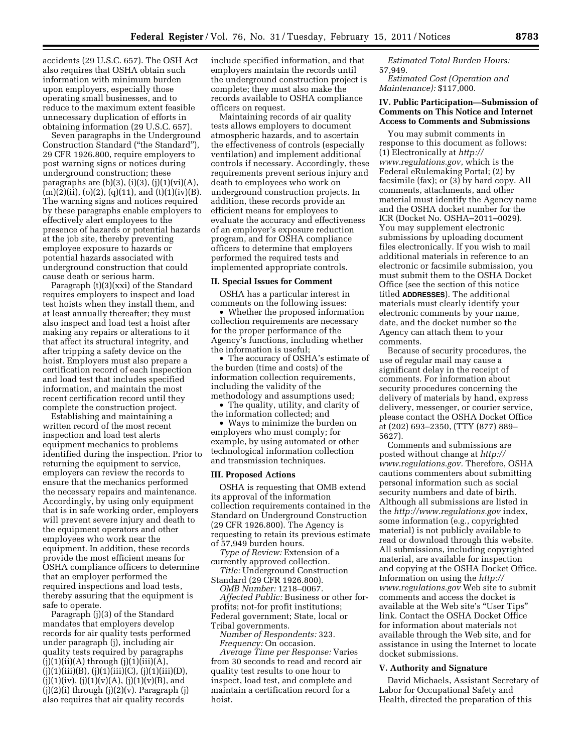accidents (29 U.S.C. 657). The OSH Act also requires that OSHA obtain such information with minimum burden upon employers, especially those operating small businesses, and to reduce to the maximum extent feasible unnecessary duplication of efforts in obtaining information (29 U.S.C. 657).

Seven paragraphs in the Underground Construction Standard ("the Standard"), 29 CFR 1926.800, require employers to post warning signs or notices during underground construction; these paragraphs are (b)(3), (i)(3), (j)(1)(vi)(A), (m)(2)(ii), (o)(2), (q)(11), and (t)(1)(iv)(B). The warning signs and notices required by these paragraphs enable employers to effectively alert employees to the presence of hazards or potential hazards at the job site, thereby preventing employee exposure to hazards or potential hazards associated with underground construction that could cause death or serious harm.

Paragraph (t)(3)(xxi) of the Standard requires employers to inspect and load test hoists when they install them, and at least annually thereafter; they must also inspect and load test a hoist after making any repairs or alterations to it that affect its structural integrity, and after tripping a safety device on the hoist. Employers must also prepare a certification record of each inspection and load test that includes specified information, and maintain the most recent certification record until they complete the construction project.

Establishing and maintaining a written record of the most recent inspection and load test alerts equipment mechanics to problems identified during the inspection. Prior to returning the equipment to service, employers can review the records to ensure that the mechanics performed the necessary repairs and maintenance. Accordingly, by using only equipment that is in safe working order, employers will prevent severe injury and death to the equipment operators and other employees who work near the equipment. In addition, these records provide the most efficient means for OSHA compliance officers to determine that an employer performed the required inspections and load tests, thereby assuring that the equipment is safe to operate.

Paragraph (j)(3) of the Standard mandates that employers develop records for air quality tests performed under paragraph (j), including air quality tests required by paragraphs (j)(1)(ii)(A) through (j)(1)(iii)(A), (j)(1)(iii)(B), (j)(1)(iii)(C), (j)(1)(iii)(D), (j)(1)(iv), (j)(1)(v)(A), (j)(1)(v)(B), and (j)(2)(i) through (j)(2)(v). Paragraph (j) also requires that air quality records include specified information, and that employers maintain the records until the underground construction project is complete; they must also make the records available to OSHA compliance officers on request.

Maintaining records of air quality tests allows employers to document atmospheric hazards, and to ascertain the effectiveness of controls (especially ventilation) and implement additional controls if necessary. Accordingly, these requirements prevent serious injury and death to employees who work on underground construction projects. In addition, these records provide an efficient means for employees to evaluate the accuracy and effectiveness of an employer's exposure reduction program, and for OSHA compliance officers to determine that employers performed the required tests and implemented appropriate controls.

## II. Special Issues for Comment

OSHA has a particular interest in comments on the following issues:

- Whether the proposed information collection requirements are necessary for the proper performance of the Agency's functions, including whether the information is useful;
- The accuracy of OSHA's estimate of the burden (time and costs) of the information collection requirements, including the validity of the methodology and assumptions used;
- The quality, utility, and clarity of the information collected; and
- Ways to minimize the burden on employers who must comply; for example, by using automated or other technological information collection and transmission techniques.

## III. Proposed Actions

OSHA is requesting that OMB extend its approval of the information collection requirements contained in the Standard on Underground Construction (29 CFR 1926.800). The Agency is requesting to retain its previous estimate of 57,949 burden hours.

*Type of Review:* Extension of a currently approved collection.

*Title:* Underground Construction Standard (29 CFR 1926.800).

*OMB Number:* 1218–0067.

*Affected Public:* Business or other for-profits; not-for profit institutions; Federal government; State, local or Tribal governments.

*Number of Respondents:* 323.

*Frequency:* On occasion.

*Average Time per Response:* Varies from 30 seconds to read and record air quality test results to one hour to inspect, load test, and complete and maintain a certification record for a hoist.

*Estimated Total Burden Hours:* 57,949.

*Estimated Cost (Operation and Maintenance):* $117,000.

## IV. Public Participation—Submission of Comments on This Notice and Internet Access to Comments and Submissions

You may submit comments in response to this document as follows: (1) Electronically at *http://www.regulations.gov*, which is the Federal eRulemaking Portal; (2) by facsimile (fax); or (3) by hard copy. All comments, attachments, and other material must identify the Agency name and the OSHA docket number for the ICR (Docket No. OSHA–2011–0029). You may supplement electronic submissions by uploading document files electronically. If you wish to mail additional materials in reference to an electronic or facsimile submission, you must submit them to the OSHA Docket Office (see the section of this notice titled **ADDRESSES**). The additional materials must clearly identify your electronic comments by your name, date, and the docket number so the Agency can attach them to your comments.

Because of security procedures, the use of regular mail may cause a significant delay in the receipt of comments. For information about security procedures concerning the delivery of materials by hand, express delivery, messenger, or courier service, please contact the OSHA Docket Office at (202) 693–2350, (TTY (877) 889–5627).

Comments and submissions are posted without change at *http://www.regulations.gov.* Therefore, OSHA cautions commenters about submitting personal information such as social security numbers and date of birth. Although all submissions are listed in the *http://www.regulations.gov* index, some information (e.g., copyrighted material) is not publicly available to read or download through this website. All submissions, including copyrighted material, are available for inspection and copying at the OSHA Docket Office. Information on using the *http://www.regulations.gov* Web site to submit comments and access the docket is available at the Web site's "User Tips" link. Contact the OSHA Docket Office for information about materials not available through the Web site, and for assistance in using the Internet to locate docket submissions.

## V. Authority and Signature

David Michaels, Assistant Secretary of Labor for Occupational Safety and Health, directed the preparation of this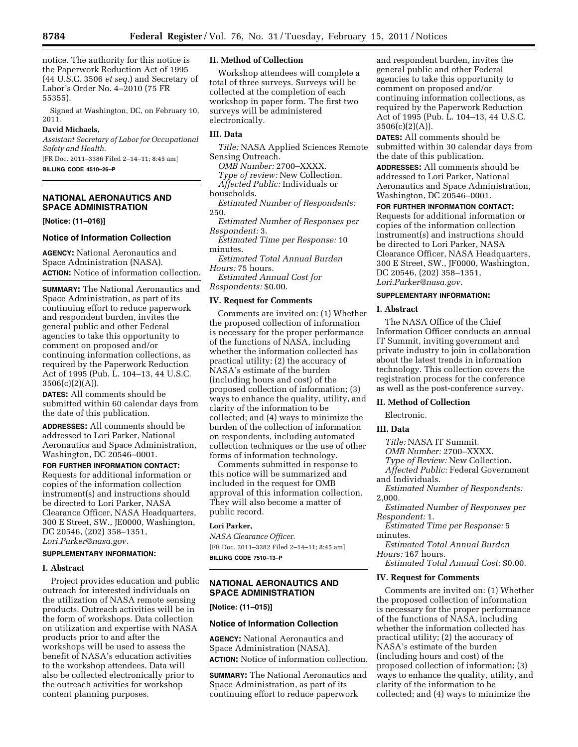notice. The authority for this notice is the Paperwork Reduction Act of 1995 (44 U.S.C. 3506 *et seq.*) and Secretary of Labor's Order No. 4–2010 (75 FR 55355).

Signed at Washington, DC, on February 10, 2011.

**David Michaels,**

*Assistant Secretary of Labor for Occupational Safety and Health.*

[FR Doc. 2011–3386 Filed 2–14–11; 8:45 am]

**BILLING CODE 4510–26–P**

## NATIONAL AERONAUTICS AND SPACE ADMINISTRATION

**[Notice: (11–016)]**

### Notice of Information Collection

**AGENCY:** National Aeronautics and Space Administration (NASA).

**ACTION:** Notice of information collection.

**SUMMARY:** The National Aeronautics and Space Administration, as part of its continuing effort to reduce paperwork and respondent burden, invites the general public and other Federal agencies to take this opportunity to comment on proposed and/or continuing information collections, as required by the Paperwork Reduction Act of 1995 (Pub. L. 104–13, 44 U.S.C. 3506(c)(2)(A)).

**DATES:** All comments should be submitted within 60 calendar days from the date of this publication.

**ADDRESSES:** All comments should be addressed to Lori Parker, National Aeronautics and Space Administration, Washington, DC 20546–0001.

**FOR FURTHER INFORMATION CONTACT:** Requests for additional information or copies of the information collection instrument(s) and instructions should be directed to Lori Parker, NASA Clearance Officer, NASA Headquarters, 300 E Street, SW., JE0000, Washington, DC 20546, (202) 358–1351, *Lori.Parker@nasa.gov.*

**SUPPLEMENTARY INFORMATION:**

#### I. Abstract

Project provides education and public outreach for interested individuals on the utilization of NASA remote sensing products. Outreach activities will be in the form of workshops. Data collection on utilization and expertise with NASA products prior to and after the workshops will be used to assess the benefit of NASA's education activities to the workshop attendees. Data will also be collected electronically prior to the outreach activities for workshop content planning purposes.

#### II. Method of Collection

Workshop attendees will complete a total of three surveys. Surveys will be collected at the completion of each workshop in paper form. The first two surveys will be administered electronically.

#### III. Data

*Title:* NASA Applied Sciences Remote Sensing Outreach.

*OMB Number:* 2700–XXXX.

*Type of review:* New Collection.

*Affected Public:* Individuals or households.

*Estimated Number of Respondents:* 250.

*Estimated Number of Responses per Respondent:* 3.

*Estimated Time per Response:* 10 minutes.

*Estimated Total Annual Burden Hours:* 75 hours.

*Estimated Annual Cost for Respondents:* $0.00.

#### IV. Request for Comments

Comments are invited on: (1) Whether the proposed collection of information is necessary for the proper performance of the functions of NASA, including whether the information collected has practical utility; (2) the accuracy of NASA's estimate of the burden (including hours and cost) of the proposed collection of information; (3) ways to enhance the quality, utility, and clarity of the information to be collected; and (4) ways to minimize the burden of the collection of information on respondents, including automated collection techniques or the use of other forms of information technology.

Comments submitted in response to this notice will be summarized and included in the request for OMB approval of this information collection. They will also become a matter of public record.

**Lori Parker,**

*NASA Clearance Officer.*

[FR Doc. 2011–3282 Filed 2–14–11; 8:45 am]

**BILLING CODE 7510–13–P**

## NATIONAL AERONAUTICS AND SPACE ADMINISTRATION

**[Notice: (11–015)]**

### Notice of Information Collection

**AGENCY:** National Aeronautics and Space Administration (NASA).

**ACTION:** Notice of information collection.

**SUMMARY:** The National Aeronautics and Space Administration, as part of its continuing effort to reduce paperwork and respondent burden, invites the general public and other Federal agencies to take this opportunity to comment on proposed and/or continuing information collections, as required by the Paperwork Reduction Act of 1995 (Pub. L. 104–13, 44 U.S.C. 3506(c)(2)(A)).

**DATES:** All comments should be submitted within 30 calendar days from the date of this publication.

**ADDRESSES:** All comments should be addressed to Lori Parker, National Aeronautics and Space Administration, Washington, DC 20546–0001.

**FOR FURTHER INFORMATION CONTACT:** Requests for additional information or copies of the information collection instrument(s) and instructions should be directed to Lori Parker, NASA Clearance Officer, NASA Headquarters, 300 E Street, SW., JF0000, Washington, DC 20546, (202) 358–1351, *Lori.Parker@nasa.gov.*

**SUPPLEMENTARY INFORMATION:**

#### I. Abstract

The NASA Office of the Chief Information Officer conducts an annual IT Summit, inviting government and private industry to join in collaboration about the latest trends in information technology. This collection covers the registration process for the conference as well as the post-conference survey.

#### II. Method of Collection

Electronic.

#### III. Data

*Title:* NASA IT Summit.

*OMB Number:* 2700–XXXX.

*Type of Review:* New Collection.

*Affected Public:* Federal Government and Individuals.

*Estimated Number of Respondents:* 2,000.

*Estimated Number of Responses per Respondent:* 1.

*Estimated Time per Response:* 5 minutes.

*Estimated Total Annual Burden Hours:* 167 hours.

*Estimated Total Annual Cost:* $0.00.

#### IV. Request for Comments

Comments are invited on: (1) Whether the proposed collection of information is necessary for the proper performance of the functions of NASA, including whether the information collected has practical utility; (2) the accuracy of NASA's estimate of the burden (including hours and cost) of the proposed collection of information; (3) ways to enhance the quality, utility, and clarity of the information to be collected; and (4) ways to minimize the